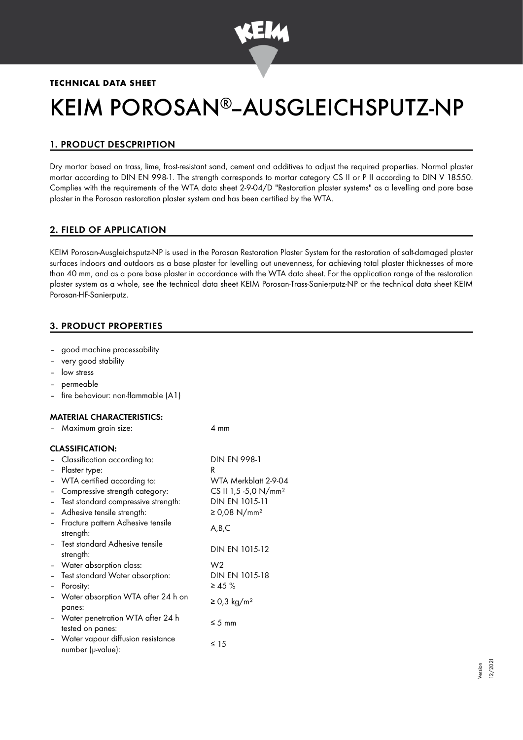**TECHNICAL DATA SHEET**

# KEIM POROSAN®–AUSGLEICHSPUTZ-NP

## 1. PRODUCT DESCPRIPTION

Dry mortar based on trass, lime, frost-resistant sand, cement and additives to adjust the required properties. Normal plaster mortar according to DIN EN 998-1. The strength corresponds to mortar category CS II or P II according to DIN V 18550. Complies with the requirements of the WTA data sheet 2-9-04/D "Restoration plaster systems" as a levelling and pore base plaster in the Porosan restoration plaster system and has been certified by the WTA.

## 2. FIELD OF APPLICATION

KEIM Porosan-Ausgleichsputz-NP is used in the Porosan Restoration Plaster System for the restoration of salt-damaged plaster surfaces indoors and outdoors as a base plaster for levelling out unevenness, for achieving total plaster thicknesses of more than 40 mm, and as a pore base plaster in accordance with the WTA data sheet. For the application range of the restoration plaster system as a whole, see the technical data sheet KEIM Porosan-Trass-Sanierputz-NP or the technical data sheet KEIM Porosan-HF-Sanierputz.

## 3. PRODUCT PROPERTIES

- good machine processability
- very good stability
- low stress
- permeable
- fire behaviour: non-flammable (A1)

### MATERIAL CHARACTERISTICS:

| | |
|---|---|
| – Maximum grain size: | 4 mm |

### CLASSIFICATION:

| | |
|---|---|
| – Classification according to: | DIN EN 998-1 |
| – Plaster type: | R |
| – WTA certified according to: | WTA Merkblatt 2-9-04 |
| – Compressive strength category: | CS II 1,5 -5,0 N/mm² |
| – Test standard compressive strength: | DIN EN 1015-11 |
| – Adhesive tensile strength: | ≥ 0,08 N/mm² |
| – Fracture pattern Adhesive tensile strength: | A,B,C |
| – Test standard Adhesive tensile strength: | DIN EN 1015-12 |
| – Water absorption class: | W2 |
| – Test standard Water absorption: | DIN EN 1015-18 |
| – Porosity: | ≥ 45 % |
| – Water absorption WTA after 24 h on panes: | ≥ 0,3 kg/m² |
| – Water penetration WTA after 24 h tested on panes: | ≤ 5 mm |
| – Water vapour diffusion resistance number (μ-value): | ≤ 15 |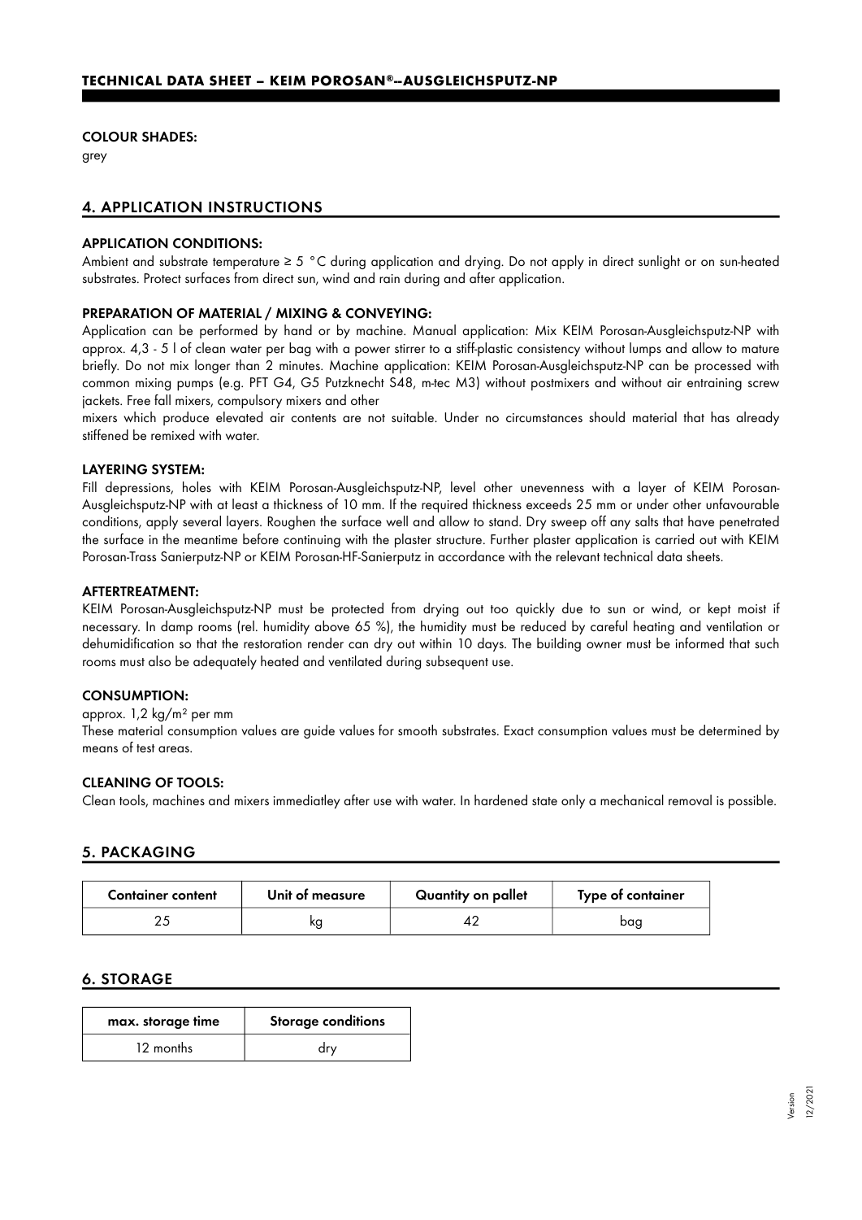#### COLOUR SHADES:

grey

## 4. APPLICATION INSTRUCTIONS

#### APPLICATION CONDITIONS:

Ambient and substrate temperature ≥ 5 °C during application and drying. Do not apply in direct sunlight or on sun-heated substrates. Protect surfaces from direct sun, wind and rain during and after application.

#### PREPARATION OF MATERIAL / MIXING & CONVEYING:

Application can be performed by hand or by machine. Manual application: Mix KEIM Porosan-Ausgleichsputz-NP with approx. 4,3 - 5 l of clean water per bag with a power stirrer to a stiff-plastic consistency without lumps and allow to mature briefly. Do not mix longer than 2 minutes. Machine application: KEIM Porosan-Ausgleichsputz-NP can be processed with common mixing pumps (e.g. PFT G4, G5 Putzknecht S48, m-tec M3) without postmixers and without air entraining screw jackets. Free fall mixers, compulsory mixers and other

mixers which produce elevated air contents are not suitable. Under no circumstances should material that has already stiffened be remixed with water.

#### LAYERING SYSTEM:

Fill depressions, holes with KEIM Porosan-Ausgleichsputz-NP, level other unevenness with a layer of KEIM Porosan-Ausgleichsputz-NP with at least a thickness of 10 mm. If the required thickness exceeds 25 mm or under other unfavourable conditions, apply several layers. Roughen the surface well and allow to stand. Dry sweep off any salts that have penetrated the surface in the meantime before continuing with the plaster structure. Further plaster application is carried out with KEIM Porosan-Trass Sanierputz-NP or KEIM Porosan-HF-Sanierputz in accordance with the relevant technical data sheets.

#### AFTERTREATMENT:

KEIM Porosan-Ausgleichsputz-NP must be protected from drying out too quickly due to sun or wind, or kept moist if necessary. In damp rooms (rel. humidity above 65 %), the humidity must be reduced by careful heating and ventilation or dehumidification so that the restoration render can dry out within 10 days. The building owner must be informed that such rooms must also be adequately heated and ventilated during subsequent use.

#### CONSUMPTION:

approx. 1,2 kg/m² per mm

These material consumption values are guide values for smooth substrates. Exact consumption values must be determined by means of test areas.

#### CLEANING OF TOOLS:

Clean tools, machines and mixers immediatley after use with water. In hardened state only a mechanical removal is possible.

## 5. PACKAGING

| Container content | Unit of measure | Quantity on pallet | Type of container |
|---|---|---|---|
| 25 | kg | 42 | bag |

## 6. STORAGE

| max. storage time | Storage conditions |
|---|---|
| 12 months | dry |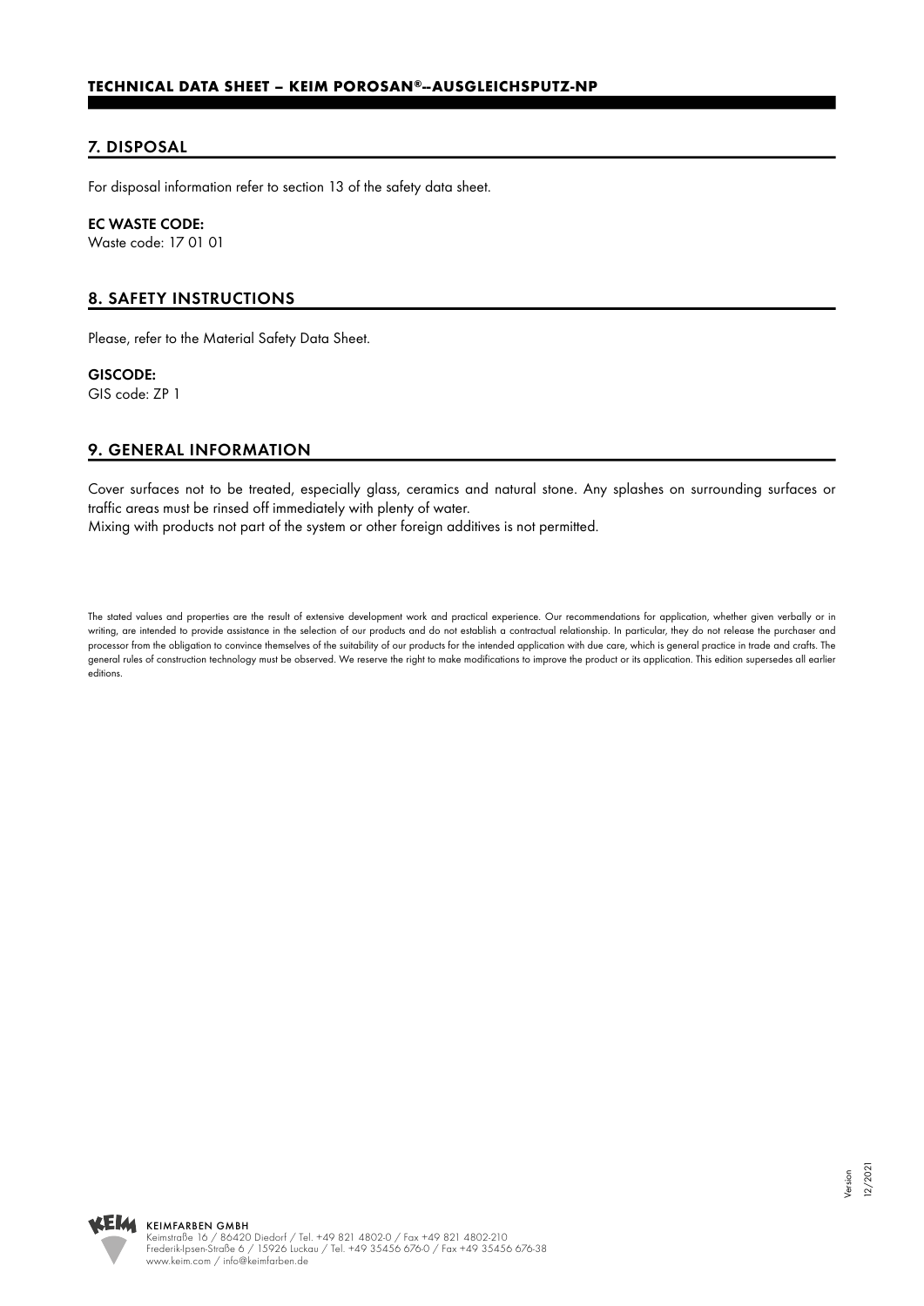## 7. DISPOSAL

For disposal information refer to section 13 of the safety data sheet.

**EC WASTE CODE:**
Waste code: 17 01 01

## 8. SAFETY INSTRUCTIONS

Please, refer to the Material Safety Data Sheet.

**GISCODE:**
GIS code: ZP 1

## 9. GENERAL INFORMATION

Cover surfaces not to be treated, especially glass, ceramics and natural stone. Any splashes on surrounding surfaces or traffic areas must be rinsed off immediately with plenty of water.
Mixing with products not part of the system or other foreign additives is not permitted.

The stated values and properties are the result of extensive development work and practical experience. Our recommendations for application, whether given verbally or in writing, are intended to provide assistance in the selection of our products and do not establish a contractual relationship. In particular, they do not release the purchaser and processor from the obligation to convince themselves of the suitability of our products for the intended application with due care, which is general practice in trade and crafts. The general rules of construction technology must be observed. We reserve the right to make modifications to improve the product or its application. This edition supersedes all earlier editions.

Version 12/2021

KEIMFARBEN GMBH
Keimstraße 16 / 86420 Diedorf / Tel. +49 821 4802-0 / Fax +49 821 4802-210
Frederik-Ipsen-Straße 6 / 15926 Luckau / Tel. +49 35456 676-0 / Fax +49 35456 676-38
www.keim.com / info@keimfarben.de